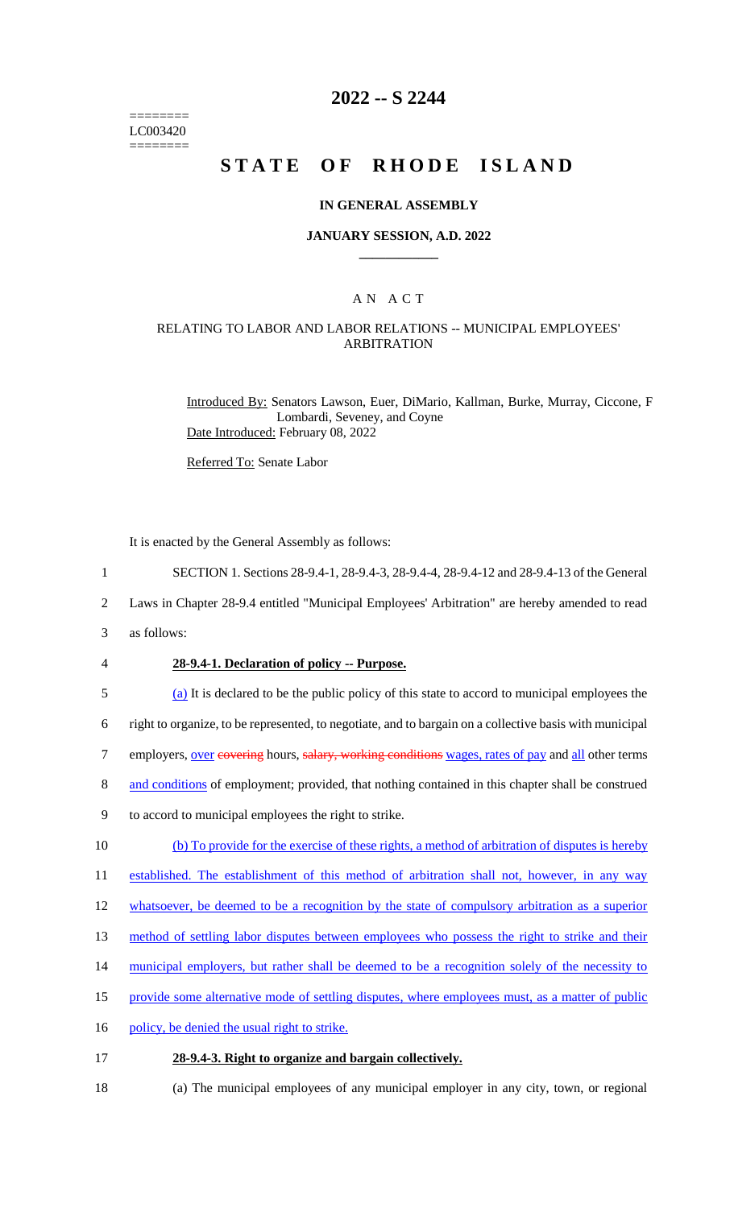========
LC003420
========

# 2022 -- S 2244

# STATE OF RHODE ISLAND

## IN GENERAL ASSEMBLY

### JANUARY SESSION, A.D. 2022

### A N A C T

### RELATING TO LABOR AND LABOR RELATIONS -- MUNICIPAL EMPLOYEES' ARBITRATION

Introduced By: Senators Lawson, Euer, DiMario, Kallman, Burke, Murray, Ciccone, F Lombardi, Seveney, and Coyne
Date Introduced: February 08, 2022

Referred To: Senate Labor

It is enacted by the General Assembly as follows:

1 SECTION 1. Sections 28-9.4-1, 28-9.4-3, 28-9.4-4, 28-9.4-12 and 28-9.4-13 of the General
2 Laws in Chapter 28-9.4 entitled "Municipal Employees' Arbitration" are hereby amended to read
3 as follows:

4 **28-9.4-1. Declaration of policy -- Purpose.**

5 (a) It is declared to be the public policy of this state to accord to municipal employees the
6 right to organize, to be represented, to negotiate, and to bargain on a collective basis with municipal
7 employers, over ~~covering~~ hours, ~~salary, working conditions~~ wages, rates of pay and all other terms
8 and conditions of employment; provided, that nothing contained in this chapter shall be construed
9 to accord to municipal employees the right to strike.

10 (b) To provide for the exercise of these rights, a method of arbitration of disputes is hereby
11 established. The establishment of this method of arbitration shall not, however, in any way
12 whatsoever, be deemed to be a recognition by the state of compulsory arbitration as a superior
13 method of settling labor disputes between employees who possess the right to strike and their
14 municipal employers, but rather shall be deemed to be a recognition solely of the necessity to
15 provide some alternative mode of settling disputes, where employees must, as a matter of public
16 policy, be denied the usual right to strike.

17 **28-9.4-3. Right to organize and bargain collectively.**

18 (a) The municipal employees of any municipal employer in any city, town, or regional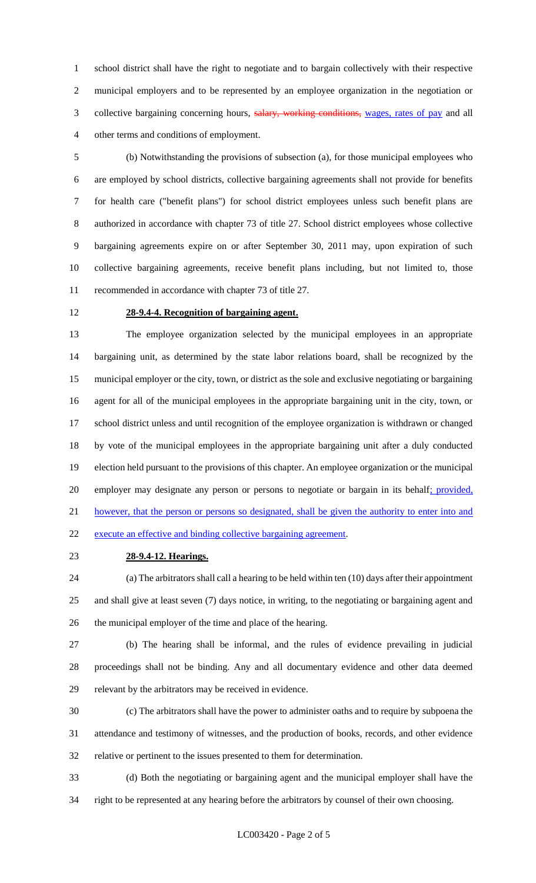school district shall have the right to negotiate and to bargain collectively with their respective municipal employers and to be represented by an employee organization in the negotiation or collective bargaining concerning hours, ~~salary, working conditions,~~ wages, rates of pay and all other terms and conditions of employment.

(b) Notwithstanding the provisions of subsection (a), for those municipal employees who are employed by school districts, collective bargaining agreements shall not provide for benefits for health care ("benefit plans") for school district employees unless such benefit plans are authorized in accordance with chapter 73 of title 27. School district employees whose collective bargaining agreements expire on or after September 30, 2011 may, upon expiration of such collective bargaining agreements, receive benefit plans including, but not limited to, those recommended in accordance with chapter 73 of title 27.

**28-9.4-4. Recognition of bargaining agent.**

The employee organization selected by the municipal employees in an appropriate bargaining unit, as determined by the state labor relations board, shall be recognized by the municipal employer or the city, town, or district as the sole and exclusive negotiating or bargaining agent for all of the municipal employees in the appropriate bargaining unit in the city, town, or school district unless and until recognition of the employee organization is withdrawn or changed by vote of the municipal employees in the appropriate bargaining unit after a duly conducted election held pursuant to the provisions of this chapter. An employee organization or the municipal employer may designate any person or persons to negotiate or bargain in its behalf; provided, however, that the person or persons so designated, shall be given the authority to enter into and execute an effective and binding collective bargaining agreement.

**28-9.4-12. Hearings.**

(a) The arbitrators shall call a hearing to be held within ten (10) days after their appointment and shall give at least seven (7) days notice, in writing, to the negotiating or bargaining agent and the municipal employer of the time and place of the hearing.

(b) The hearing shall be informal, and the rules of evidence prevailing in judicial proceedings shall not be binding. Any and all documentary evidence and other data deemed relevant by the arbitrators may be received in evidence.

(c) The arbitrators shall have the power to administer oaths and to require by subpoena the attendance and testimony of witnesses, and the production of books, records, and other evidence relative or pertinent to the issues presented to them for determination.

(d) Both the negotiating or bargaining agent and the municipal employer shall have the right to be represented at any hearing before the arbitrators by counsel of their own choosing.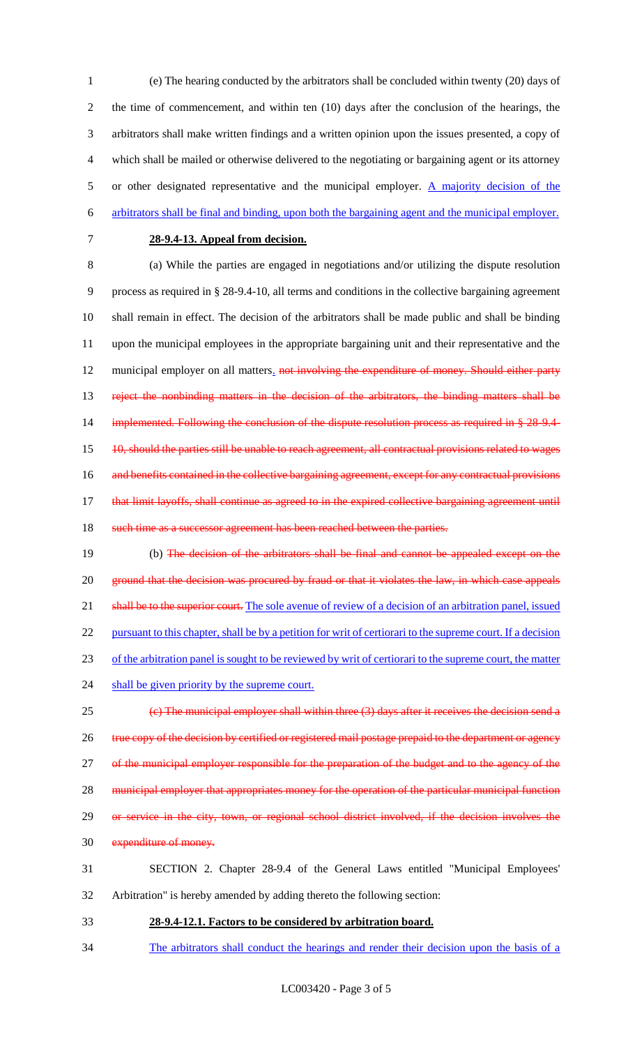(e) The hearing conducted by the arbitrators shall be concluded within twenty (20) days of the time of commencement, and within ten (10) days after the conclusion of the hearings, the arbitrators shall make written findings and a written opinion upon the issues presented, a copy of which shall be mailed or otherwise delivered to the negotiating or bargaining agent or its attorney or other designated representative and the municipal employer. A majority decision of the arbitrators shall be final and binding, upon both the bargaining agent and the municipal employer.

**28-9.4-13. Appeal from decision.**

(a) While the parties are engaged in negotiations and/or utilizing the dispute resolution process as required in § 28-9.4-10, all terms and conditions in the collective bargaining agreement shall remain in effect. The decision of the arbitrators shall be made public and shall be binding upon the municipal employees in the appropriate bargaining unit and their representative and the municipal employer on all matters. ~~not involving the expenditure of money. Should either party reject the nonbinding matters in the decision of the arbitrators, the binding matters shall be implemented. Following the conclusion of the dispute resolution process as required in § 28-9.4-10, should the parties still be unable to reach agreement, all contractual provisions related to wages and benefits contained in the collective bargaining agreement, except for any contractual provisions that limit layoffs, shall continue as agreed to in the expired collective bargaining agreement until such time as a successor agreement has been reached between the parties.~~

(b) ~~The decision of the arbitrators shall be final and cannot be appealed except on the ground that the decision was procured by fraud or that it violates the law, in which case appeals shall be to the superior court.~~ The sole avenue of review of a decision of an arbitration panel, issued pursuant to this chapter, shall be by a petition for writ of certiorari to the supreme court. If a decision of the arbitration panel is sought to be reviewed by writ of certiorari to the supreme court, the matter shall be given priority by the supreme court.

~~(c) The municipal employer shall within three (3) days after it receives the decision send a true copy of the decision by certified or registered mail postage prepaid to the department or agency of the municipal employer responsible for the preparation of the budget and to the agency of the municipal employer that appropriates money for the operation of the particular municipal function or service in the city, town, or regional school district involved, if the decision involves the expenditure of money.~~

SECTION 2. Chapter 28-9.4 of the General Laws entitled "Municipal Employees' Arbitration" is hereby amended by adding thereto the following section:

**28-9.4-12.1. Factors to be considered by arbitration board.**

The arbitrators shall conduct the hearings and render their decision upon the basis of a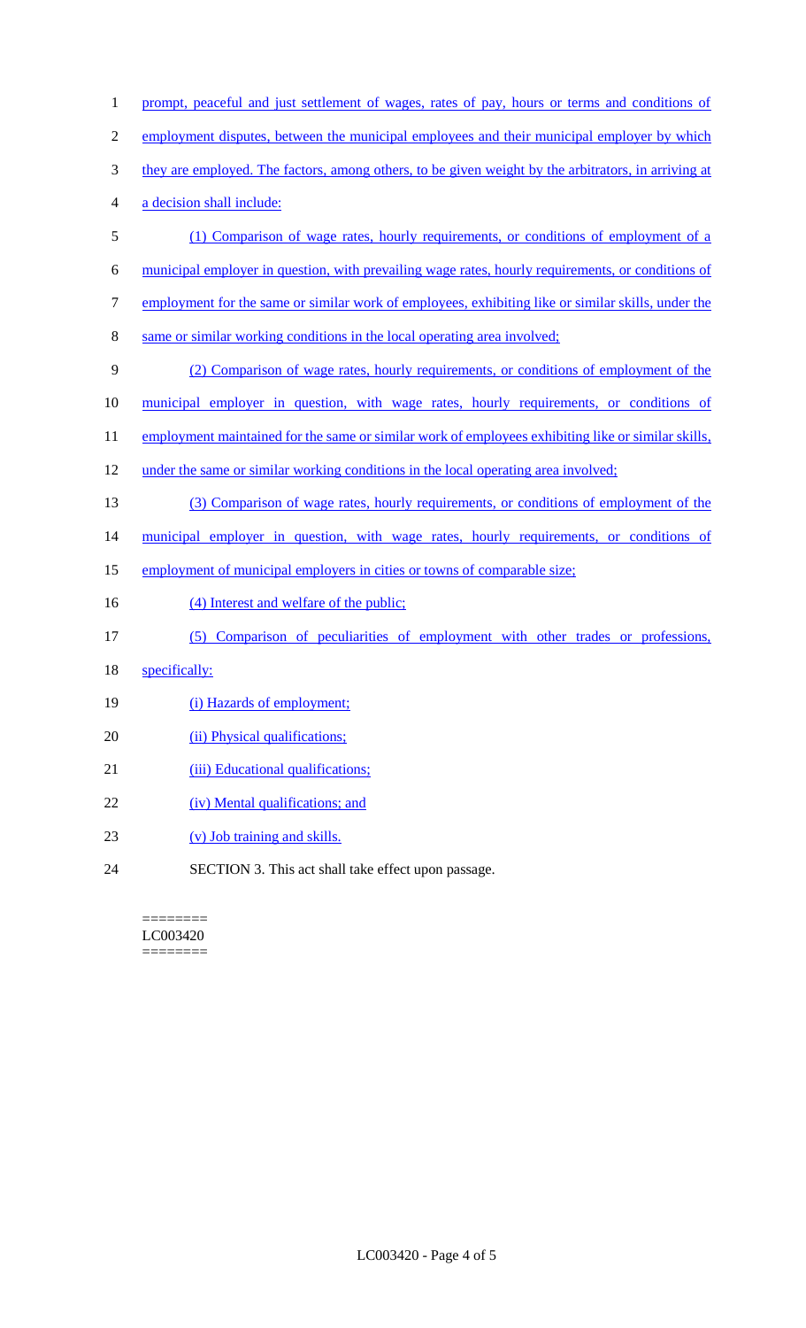prompt, peaceful and just settlement of wages, rates of pay, hours or terms and conditions of employment disputes, between the municipal employees and their municipal employer by which they are employed. The factors, among others, to be given weight by the arbitrators, in arriving at a decision shall include:

(1) Comparison of wage rates, hourly requirements, or conditions of employment of a municipal employer in question, with prevailing wage rates, hourly requirements, or conditions of employment for the same or similar work of employees, exhibiting like or similar skills, under the same or similar working conditions in the local operating area involved;

(2) Comparison of wage rates, hourly requirements, or conditions of employment of the municipal employer in question, with wage rates, hourly requirements, or conditions of employment maintained for the same or similar work of employees exhibiting like or similar skills, under the same or similar working conditions in the local operating area involved;

(3) Comparison of wage rates, hourly requirements, or conditions of employment of the municipal employer in question, with wage rates, hourly requirements, or conditions of employment of municipal employers in cities or towns of comparable size;

(4) Interest and welfare of the public;

(5) Comparison of peculiarities of employment with other trades or professions, specifically:

(i) Hazards of employment;

(ii) Physical qualifications;

(iii) Educational qualifications;

(iv) Mental qualifications; and

(v) Job training and skills.

SECTION 3. This act shall take effect upon passage.

========
LC003420
========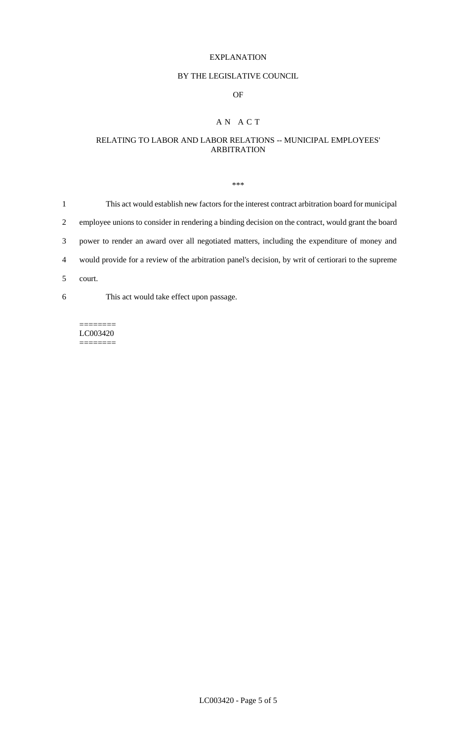EXPLANATION

BY THE LEGISLATIVE COUNCIL

OF

# A N  A C T

RELATING TO LABOR AND LABOR RELATIONS -- MUNICIPAL EMPLOYEES' ARBITRATION

\*\*\*

This act would establish new factors for the interest contract arbitration board for municipal employee unions to consider in rendering a binding decision on the contract, would grant the board power to render an award over all negotiated matters, including the expenditure of money and would provide for a review of the arbitration panel's decision, by writ of certiorari to the supreme court.

This act would take effect upon passage.

========
LC003420
========